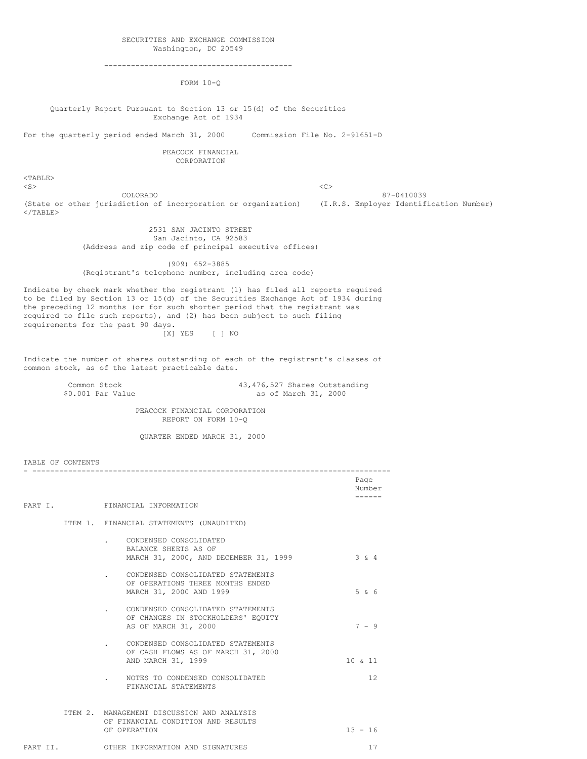SECURITIES AND EXCHANGE COMMISSION
Washington, DC 20549

---

FORM 10-Q

Quarterly Report Pursuant to Section 13 or 15(d) of the Securities Exchange Act of 1934

For the quarterly period ended March 31, 2000 Commission File No. 2-91651-D

# PEACOCK FINANCIAL CORPORATION

| COLORADO | 87-0410039 |
|---|---|
| (State or other jurisdiction of incorporation or organization) | (I.R.S. Employer Identification Number) |

2531 SAN JACINTO STREET
San Jacinto, CA 92583
(Address and zip code of principal executive offices)

(909) 652-3885
(Registrant's telephone number, including area code)

Indicate by check mark whether the registrant (1) has filed all reports required to be filed by Section 13 or 15(d) of the Securities Exchange Act of 1934 during the preceding 12 months (or for such shorter period that the registrant was required to file such reports), and (2) has been subject to such filing requirements for the past 90 days.
[X] YES [ ] NO

Indicate the number of shares outstanding of each of the registrant's classes of common stock, as of the latest practicable date.

| Common Stock $0.001 Par Value | 43,476,527 Shares Outstanding as of March 31, 2000 |
|---|---|

PEACOCK FINANCIAL CORPORATION
REPORT ON FORM 10-Q

QUARTER ENDED MARCH 31, 2000

TABLE OF CONTENTS

| | | Page Number |
|---|---|---|
| PART I. | FINANCIAL INFORMATION | |
| ITEM 1. | FINANCIAL STATEMENTS (UNAUDITED) | |
| | . CONDENSED CONSOLIDATED BALANCE SHEETS AS OF MARCH 31, 2000, AND DECEMBER 31, 1999 | 3 & 4 |
| | . CONDENSED CONSOLIDATED STATEMENTS OF OPERATIONS THREE MONTHS ENDED MARCH 31, 2000 AND 1999 | 5 & 6 |
| | . CONDENSED CONSOLIDATED STATEMENTS OF CHANGES IN STOCKHOLDERS' EQUITY AS OF MARCH 31, 2000 | 7 - 9 |
| | . CONDENSED CONSOLIDATED STATEMENTS OF CASH FLOWS AS OF MARCH 31, 2000 AND MARCH 31, 1999 | 10 & 11 |
| | . NOTES TO CONDENSED CONSOLIDATED FINANCIAL STATEMENTS | 12 |
| ITEM 2. | MANAGEMENT DISCUSSION AND ANALYSIS OF FINANCIAL CONDITION AND RESULTS OF OPERATION | 13 - 16 |
| PART II. | OTHER INFORMATION AND SIGNATURES | 17 |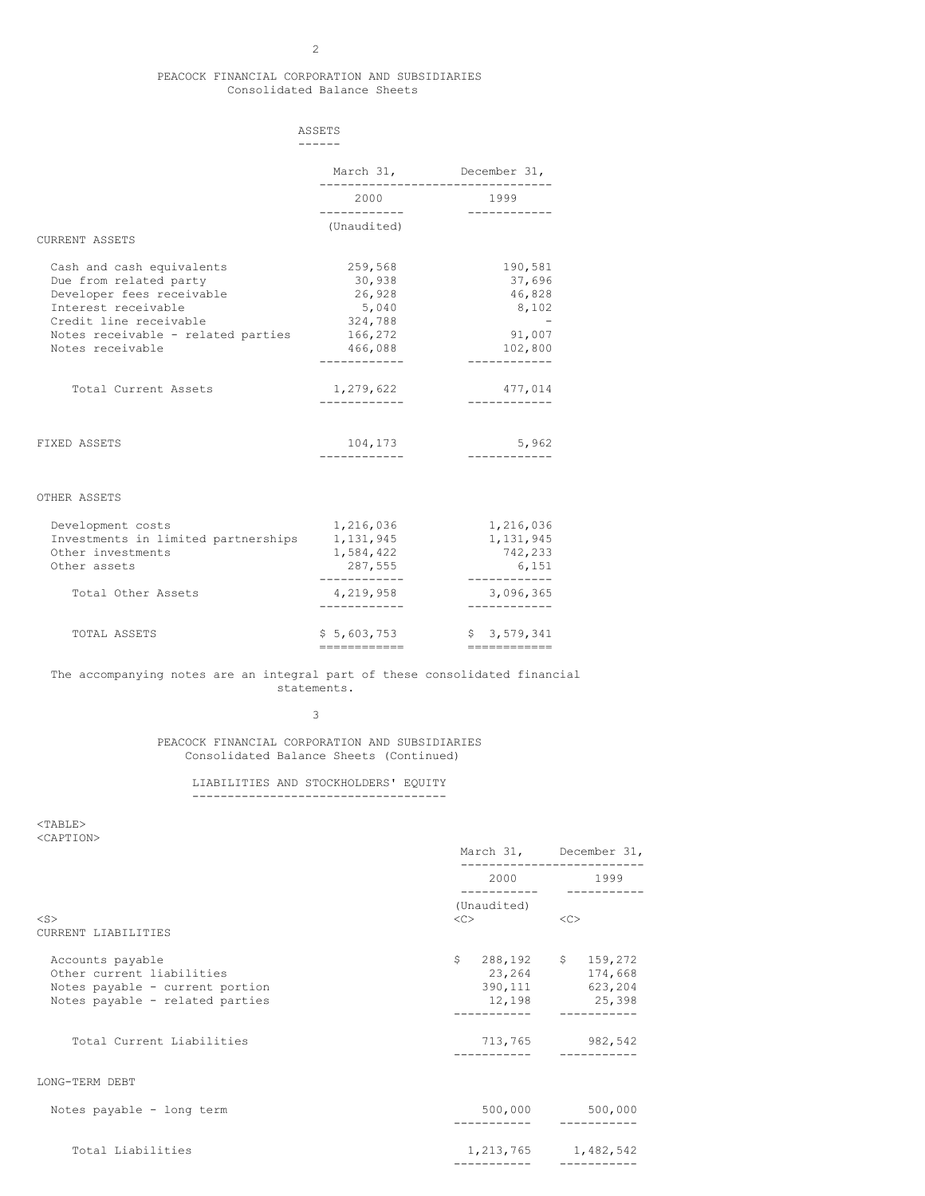# PEACOCK FINANCIAL CORPORATION AND SUBSIDIARIES
## Consolidated Balance Sheets

### ASSETS

| | March 31, 2000 | December 31, 1999 |
|---|---|---|
| | (Unaudited) | |
| **CURRENT ASSETS** | | |
| Cash and cash equivalents | 259,568 | 190,581 |
| Due from related party | 30,938 | 37,696 |
| Developer fees receivable | 26,928 | 46,828 |
| Interest receivable | 5,040 | 8,102 |
| Credit line receivable | 324,788 | - |
| Notes receivable - related parties | 166,272 | 91,007 |
| Notes receivable | 466,088 | 102,800 |
| Total Current Assets | 1,279,622 | 477,014 |
| **FIXED ASSETS** | 104,173 | 5,962 |
| **OTHER ASSETS** | | |
| Development costs | 1,216,036 | 1,216,036 |
| Investments in limited partnerships | 1,131,945 | 1,131,945 |
| Other investments | 1,584,422 | 742,233 |
| Other assets | 287,555 | 6,151 |
| Total Other Assets | 4,219,958 | 3,096,365 |
| TOTAL ASSETS | $ 5,603,753 | $ 3,579,341 |

The accompanying notes are an integral part of these consolidated financial statements.

# PEACOCK FINANCIAL CORPORATION AND SUBSIDIARIES
## Consolidated Balance Sheets (Continued)

### LIABILITIES AND STOCKHOLDERS' EQUITY

| | March 31, 2000 | December 31, 1999 |
|---|---|---|
| | (Unaudited) | |
| **CURRENT LIABILITIES** | | |
| Accounts payable | $ 288,192 | $ 159,272 |
| Other current liabilities | 23,264 | 174,668 |
| Notes payable - current portion | 390,111 | 623,204 |
| Notes payable - related parties | 12,198 | 25,398 |
| Total Current Liabilities | 713,765 | 982,542 |
| **LONG-TERM DEBT** | | |
| Notes payable - long term | 500,000 | 500,000 |
| Total Liabilities | 1,213,765 | 1,482,542 |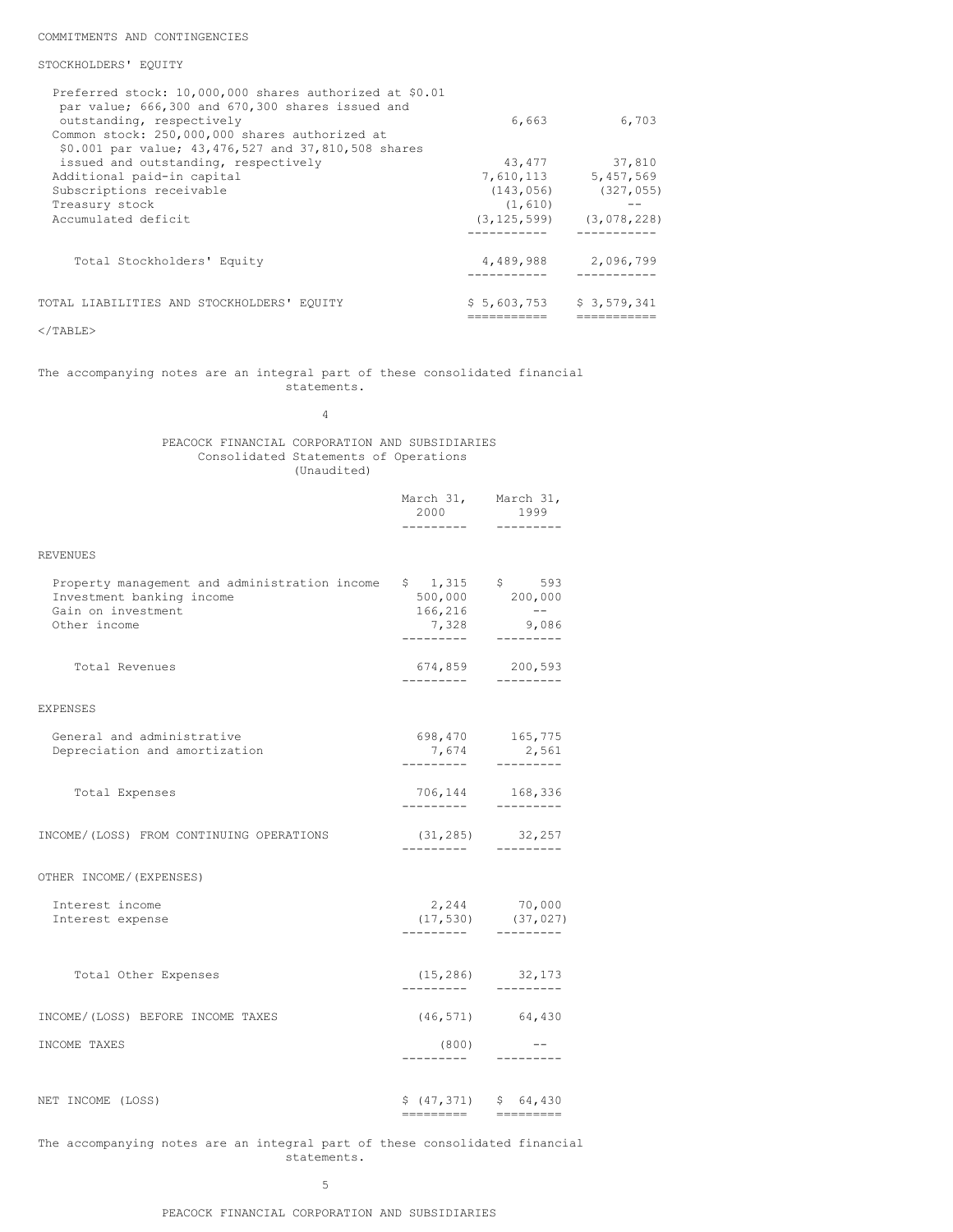COMMITMENTS AND CONTINGENCIES

STOCKHOLDERS' EQUITY

| | | |
|---|---|---|
| Preferred stock: 10,000,000 shares authorized at $0.01 par value; 666,300 and 670,300 shares issued and outstanding, respectively | 6,663 | 6,703 |
| Common stock: 250,000,000 shares authorized at $0.001 par value; 43,476,527 and 37,810,508 shares issued and outstanding, respectively | 43,477 | 37,810 |
| Additional paid-in capital | 7,610,113 | 5,457,569 |
| Subscriptions receivable | (143,056) | (327,055) |
| Treasury stock | (1,610) | -- |
| Accumulated deficit | (3,125,599) | (3,078,228) |
| Total Stockholders' Equity | 4,489,988 | 2,096,799 |
| TOTAL LIABILITIES AND STOCKHOLDERS' EQUITY | $ 5,603,753 | $ 3,579,341 |

</TABLE>

The accompanying notes are an integral part of these consolidated financial statements.

PEACOCK FINANCIAL CORPORATION AND SUBSIDIARIES
Consolidated Statements of Operations
(Unaudited)

| | March 31, 2000 | March 31, 1999 |
|---|---|---|
| REVENUES | | |
| Property management and administration income | $ 1,315 | $ 593 |
| Investment banking income | 500,000 | 200,000 |
| Gain on investment | 166,216 | -- |
| Other income | 7,328 | 9,086 |
| Total Revenues | 674,859 | 200,593 |
| EXPENSES | | |
| General and administrative | 698,470 | 165,775 |
| Depreciation and amortization | 7,674 | 2,561 |
| Total Expenses | 706,144 | 168,336 |
| INCOME/(LOSS) FROM CONTINUING OPERATIONS | (31,285) | 32,257 |
| OTHER INCOME/(EXPENSES) | | |
| Interest income | 2,244 | 70,000 |
| Interest expense | (17,530) | (37,027) |
| Total Other Expenses | (15,286) | 32,173 |
| INCOME/(LOSS) BEFORE INCOME TAXES | (46,571) | 64,430 |
| INCOME TAXES | (800) | -- |
| NET INCOME (LOSS) | $ (47,371) | $ 64,430 |

The accompanying notes are an integral part of these consolidated financial statements.

PEACOCK FINANCIAL CORPORATION AND SUBSIDIARIES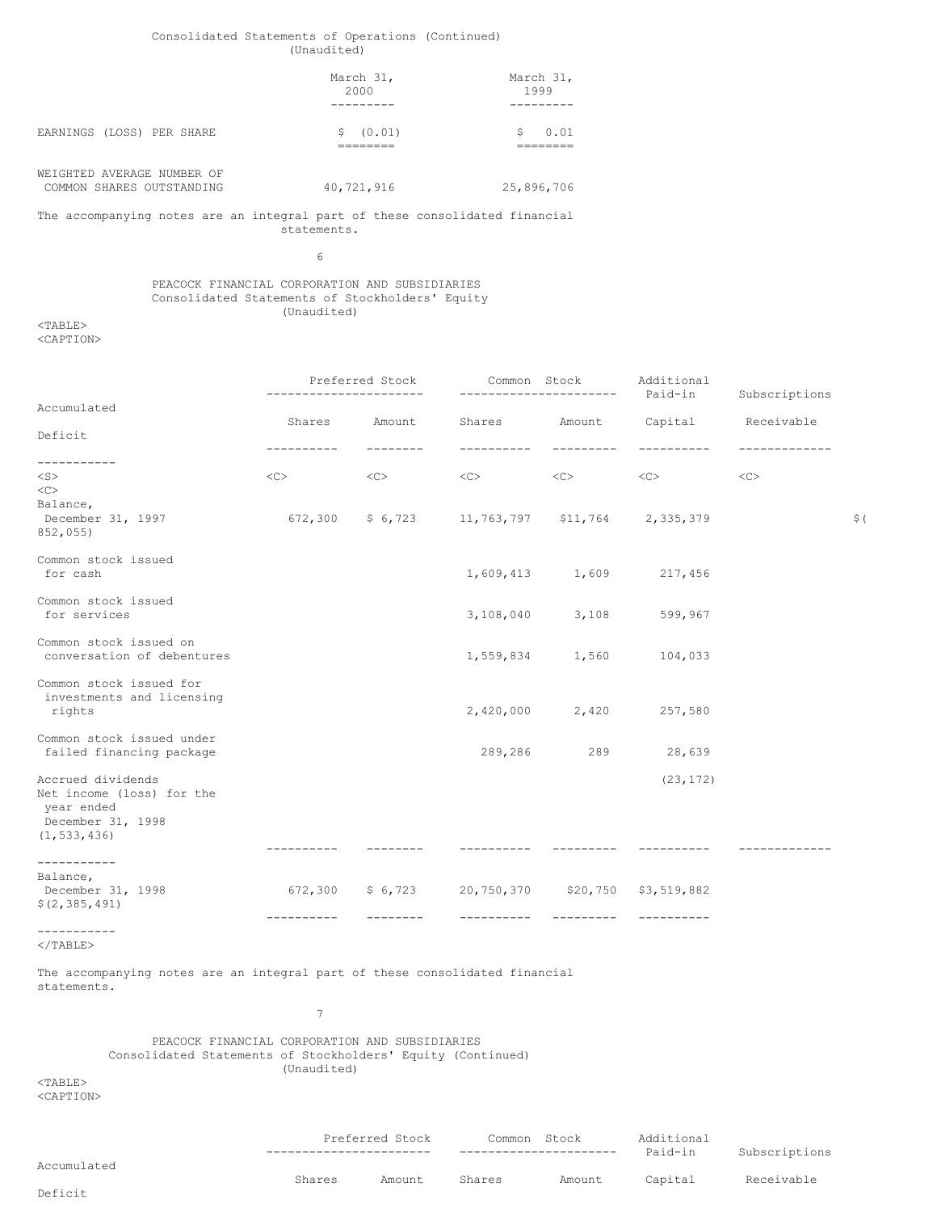Consolidated Statements of Operations (Continued)
(Unaudited)

| | March 31, 2000 | March 31, 1999 |
|---|---|---|
| EARNINGS (LOSS) PER SHARE | $ (0.01) | $ 0.01 |
| WEIGHTED AVERAGE NUMBER OF COMMON SHARES OUTSTANDING | 40,721,916 | 25,896,706 |

The accompanying notes are an integral part of these consolidated financial statements.

PEACOCK FINANCIAL CORPORATION AND SUBSIDIARIES
Consolidated Statements of Stockholders' Equity
(Unaudited)

| | Preferred Stock | | Common Stock | | Additional Paid-in | Subscriptions | Accumulated |
|---|---|---|---|---|---|---|---|
| | Shares | Amount | Shares | Amount | Capital | Receivable | Deficit |
| Balance, December 31, 1997 | 672,300 | $ 6,723 | 11,763,797 | $11,764 | 2,335,379 | | $(852,055) |
| Common stock issued for cash | | | 1,609,413 | 1,609 | 217,456 | | |
| Common stock issued for services | | | 3,108,040 | 3,108 | 599,967 | | |
| Common stock issued on conversation of debentures | | | 1,559,834 | 1,560 | 104,033 | | |
| Common stock issued for investments and licensing rights | | | 2,420,000 | 2,420 | 257,580 | | |
| Common stock issued under failed financing package | | | 289,286 | 289 | 28,639 | | |
| Accrued dividends | | | | | (23,172) | | |
| Net income (loss) for the year ended December 31, 1998 | | | | | | | (1,533,436) |
| Balance, December 31, 1998 | 672,300 | $ 6,723 | 20,750,370 | $20,750 | $3,519,882 | | $(2,385,491) |

The accompanying notes are an integral part of these consolidated financial statements.

PEACOCK FINANCIAL CORPORATION AND SUBSIDIARIES
Consolidated Statements of Stockholders' Equity (Continued)
(Unaudited)

| | Preferred Stock | | Common Stock | | Additional Paid-in | Subscriptions | Accumulated |
|---|---|---|---|---|---|---|---|
| | Shares | Amount | Shares | Amount | Capital | Receivable | Deficit |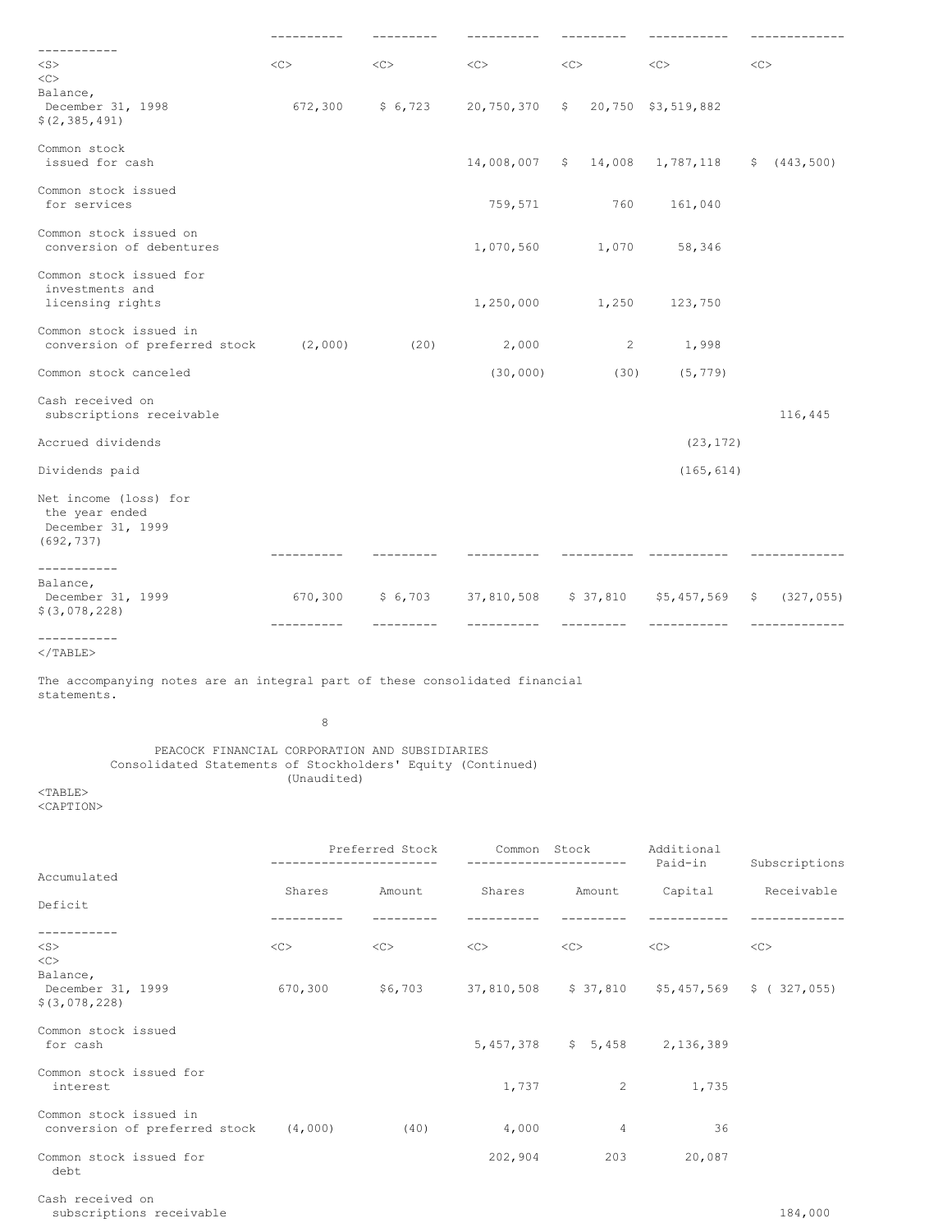| | Preferred Stock Shares | Preferred Stock Amount | Common Stock Shares | Common Stock Amount | Additional Paid-in Capital | Subscriptions Receivable | Accumulated Deficit |
|---|---|---|---|---|---|---|---|
| Balance, December 31, 1998 | 672,300 | $ 6,723 | 20,750,370 | $ 20,750 | $3,519,882 | | $(2,385,491) |
| Common stock issued for cash | | | 14,008,007 | $ 14,008 | 1,787,118 | $ (443,500) | |
| Common stock issued for services | | | 759,571 | 760 | 161,040 | | |
| Common stock issued on conversion of debentures | | | 1,070,560 | 1,070 | 58,346 | | |
| Common stock issued for investments and licensing rights | | | 1,250,000 | 1,250 | 123,750 | | |
| Common stock issued in conversion of preferred stock | (2,000) | (20) | 2,000 | 2 | 1,998 | | |
| Common stock canceled | | | (30,000) | (30) | (5,779) | | |
| Cash received on subscriptions receivable | | | | | | 116,445 | |
| Accrued dividends | | | | | (23,172) | | |
| Dividends paid | | | | | (165,614) | | |
| Net income (loss) for the year ended December 31, 1999 | | | | | | | (692,737) |
| Balance, December 31, 1999 | 670,300 | $ 6,703 | 37,810,508 | $ 37,810 | $5,457,569 | $ (327,055) | $(3,078,228) |

The accompanying notes are an integral part of these consolidated financial statements.

PEACOCK FINANCIAL CORPORATION AND SUBSIDIARIES
Consolidated Statements of Stockholders' Equity (Continued)
(Unaudited)

| | Preferred Stock Shares | Preferred Stock Amount | Common Stock Shares | Common Stock Amount | Additional Paid-in Capital | Subscriptions Receivable | Accumulated Deficit |
|---|---|---|---|---|---|---|---|
| Balance, December 31, 1999 | 670,300 | $6,703 | 37,810,508 | $ 37,810 | $5,457,569 | $ ( 327,055) | $(3,078,228) |
| Common stock issued for cash | | | 5,457,378 | $ 5,458 | 2,136,389 | | |
| Common stock issued for interest | | | 1,737 | 2 | 1,735 | | |
| Common stock issued in conversion of preferred stock | (4,000) | (40) | 4,000 | 4 | 36 | | |
| Common stock issued for debt | | | 202,904 | 203 | 20,087 | | |
| Cash received on subscriptions receivable | | | | | | 184,000 | |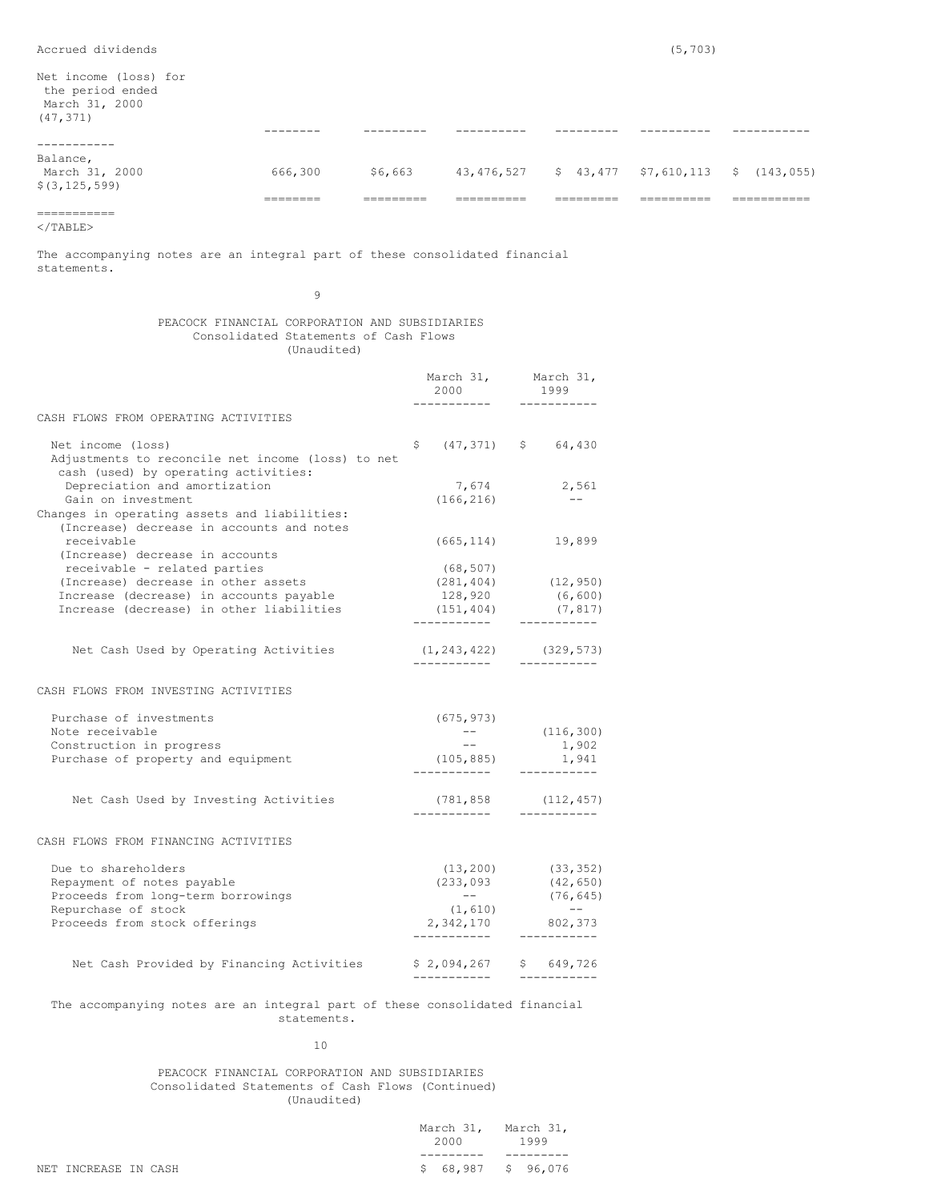| | | | | | | |
|---|---|---|---|---|---|---|
| Accrued dividends | | | | | (5,703) | |
| Net income (loss) for the period ended March 31, 2000 (47,371) | | | | | | |
| Balance, March 31, 2000 $(3,125,599) | 666,300 | $6,663 | 43,476,527 | $ 43,477 | $7,610,113 | $ (143,055) |

The accompanying notes are an integral part of these consolidated financial statements.

PEACOCK FINANCIAL CORPORATION AND SUBSIDIARIES
Consolidated Statements of Cash Flows
(Unaudited)

| | March 31, 2000 | March 31, 1999 |
|---|---|---|
| CASH FLOWS FROM OPERATING ACTIVITIES | | |
| Net income (loss) | $ (47,371) | $ 64,430 |
| Adjustments to reconcile net income (loss) to net cash (used) by operating activities: | | |
| Depreciation and amortization | 7,674 | 2,561 |
| Gain on investment | (166,216) | -- |
| Changes in operating assets and liabilities: | | |
| (Increase) decrease in accounts and notes receivable | (665,114) | 19,899 |
| (Increase) decrease in accounts receivable - related parties | (68,507) | |
| (Increase) decrease in other assets | (281,404) | (12,950) |
| Increase (decrease) in accounts payable | 128,920 | (6,600) |
| Increase (decrease) in other liabilities | (151,404) | (7,817) |
| Net Cash Used by Operating Activities | (1,243,422) | (329,573) |
| CASH FLOWS FROM INVESTING ACTIVITIES | | |
| Purchase of investments | (675,973) | |
| Note receivable | -- | (116,300) |
| Construction in progress | -- | 1,902 |
| Purchase of property and equipment | (105,885) | 1,941 |
| Net Cash Used by Investing Activities | (781,858 | (112,457) |
| CASH FLOWS FROM FINANCING ACTIVITIES | | |
| Due to shareholders | (13,200) | (33,352) |
| Repayment of notes payable | (233,093 | (42,650) |
| Proceeds from long-term borrowings | -- | (76,645) |
| Repurchase of stock | (1,610) | -- |
| Proceeds from stock offerings | 2,342,170 | 802,373 |
| Net Cash Provided by Financing Activities | $ 2,094,267 | $ 649,726 |

The accompanying notes are an integral part of these consolidated financial statements.

PEACOCK FINANCIAL CORPORATION AND SUBSIDIARIES
Consolidated Statements of Cash Flows (Continued)
(Unaudited)

| | March 31, 2000 | March 31, 1999 |
|---|---|---|
| NET INCREASE IN CASH | $ 68,987 | $ 96,076 |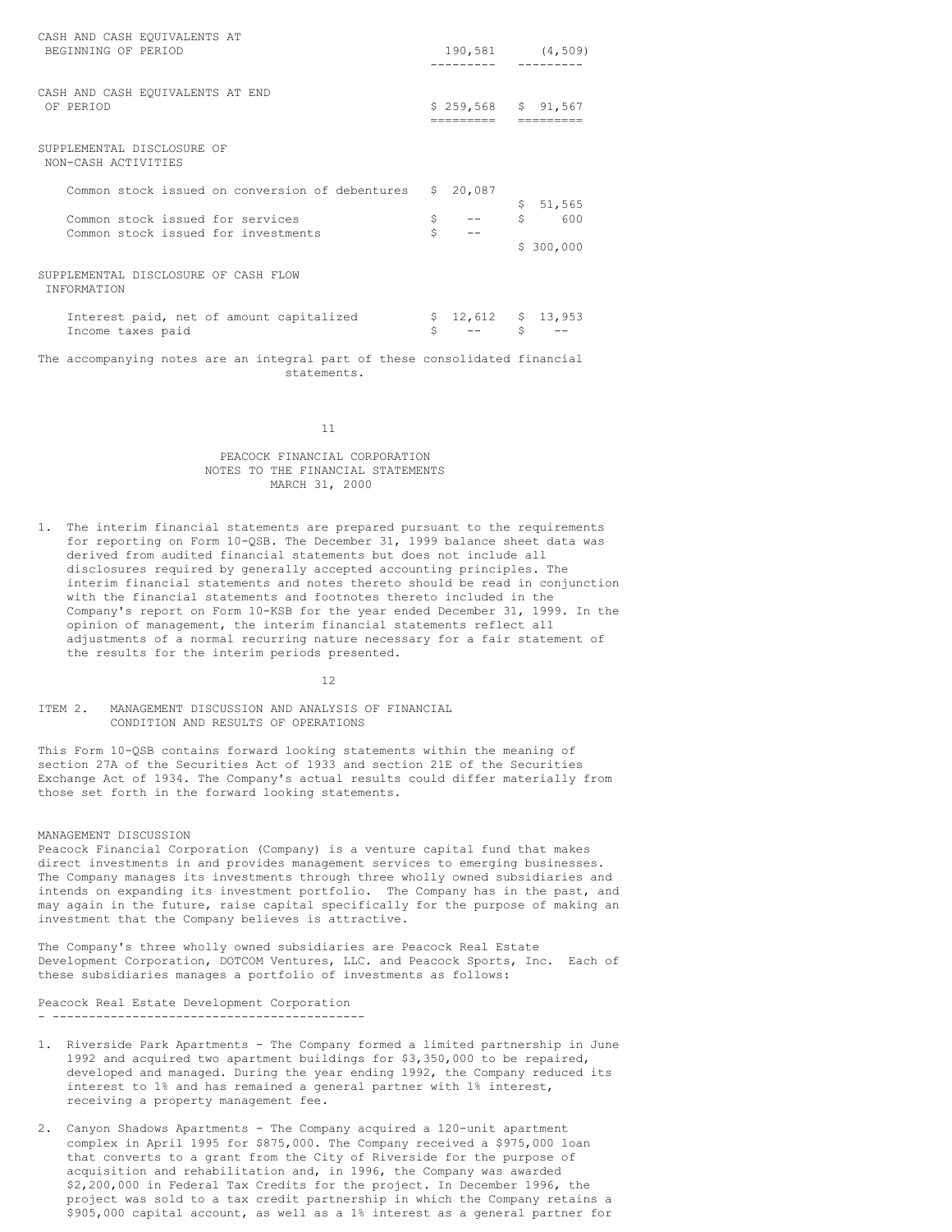| | | |
|---|---|---|
| CASH AND CASH EQUIVALENTS AT BEGINNING OF PERIOD | 190,581 | (4,509) |
| CASH AND CASH EQUIVALENTS AT END OF PERIOD | $ 259,568 | $ 91,567 |

SUPPLEMENTAL DISCLOSURE OF NON-CASH ACTIVITIES

| | | |
|---|---|---|
| Common stock issued on conversion of debentures | $ 20,087 | $ 51,565 |
| Common stock issued for services | $ -- | $ 600 |
| Common stock issued for investments | $ -- | $ 300,000 |

SUPPLEMENTAL DISCLOSURE OF CASH FLOW INFORMATION

| | | |
|---|---|---|
| Interest paid, net of amount capitalized | $ 12,612 | $ 13,953 |
| Income taxes paid | $ -- | $ -- |

The accompanying notes are an integral part of these consolidated financial statements.

PEACOCK FINANCIAL CORPORATION
NOTES TO THE FINANCIAL STATEMENTS
MARCH 31, 2000

1. The interim financial statements are prepared pursuant to the requirements for reporting on Form 10-QSB. The December 31, 1999 balance sheet data was derived from audited financial statements but does not include all disclosures required by generally accepted accounting principles. The interim financial statements and notes thereto should be read in conjunction with the financial statements and footnotes thereto included in the Company's report on Form 10-KSB for the year ended December 31, 1999. In the opinion of management, the interim financial statements reflect all adjustments of a normal recurring nature necessary for a fair statement of the results for the interim periods presented.

ITEM 2. MANAGEMENT DISCUSSION AND ANALYSIS OF FINANCIAL CONDITION AND RESULTS OF OPERATIONS

This Form 10-QSB contains forward looking statements within the meaning of section 27A of the Securities Act of 1933 and section 21E of the Securities Exchange Act of 1934. The Company's actual results could differ materially from those set forth in the forward looking statements.

MANAGEMENT DISCUSSION

Peacock Financial Corporation (Company) is a venture capital fund that makes direct investments in and provides management services to emerging businesses. The Company manages its investments through three wholly owned subsidiaries and intends on expanding its investment portfolio. The Company has in the past, and may again in the future, raise capital specifically for the purpose of making an investment that the Company believes is attractive.

The Company's three wholly owned subsidiaries are Peacock Real Estate Development Corporation, DOTCOM Ventures, LLC. and Peacock Sports, Inc. Each of these subsidiaries manages a portfolio of investments as follows:

Peacock Real Estate Development Corporation

1. Riverside Park Apartments - The Company formed a limited partnership in June 1992 and acquired two apartment buildings for $3,350,000 to be repaired, developed and managed. During the year ending 1992, the Company reduced its interest to 1% and has remained a general partner with 1% interest, receiving a property management fee.

2. Canyon Shadows Apartments - The Company acquired a 120-unit apartment complex in April 1995 for $875,000. The Company received a $975,000 loan that converts to a grant from the City of Riverside for the purpose of acquisition and rehabilitation and, in 1996, the Company was awarded $2,200,000 in Federal Tax Credits for the project. In December 1996, the project was sold to a tax credit partnership in which the Company retains a $905,000 capital account, as well as a 1% interest as a general partner for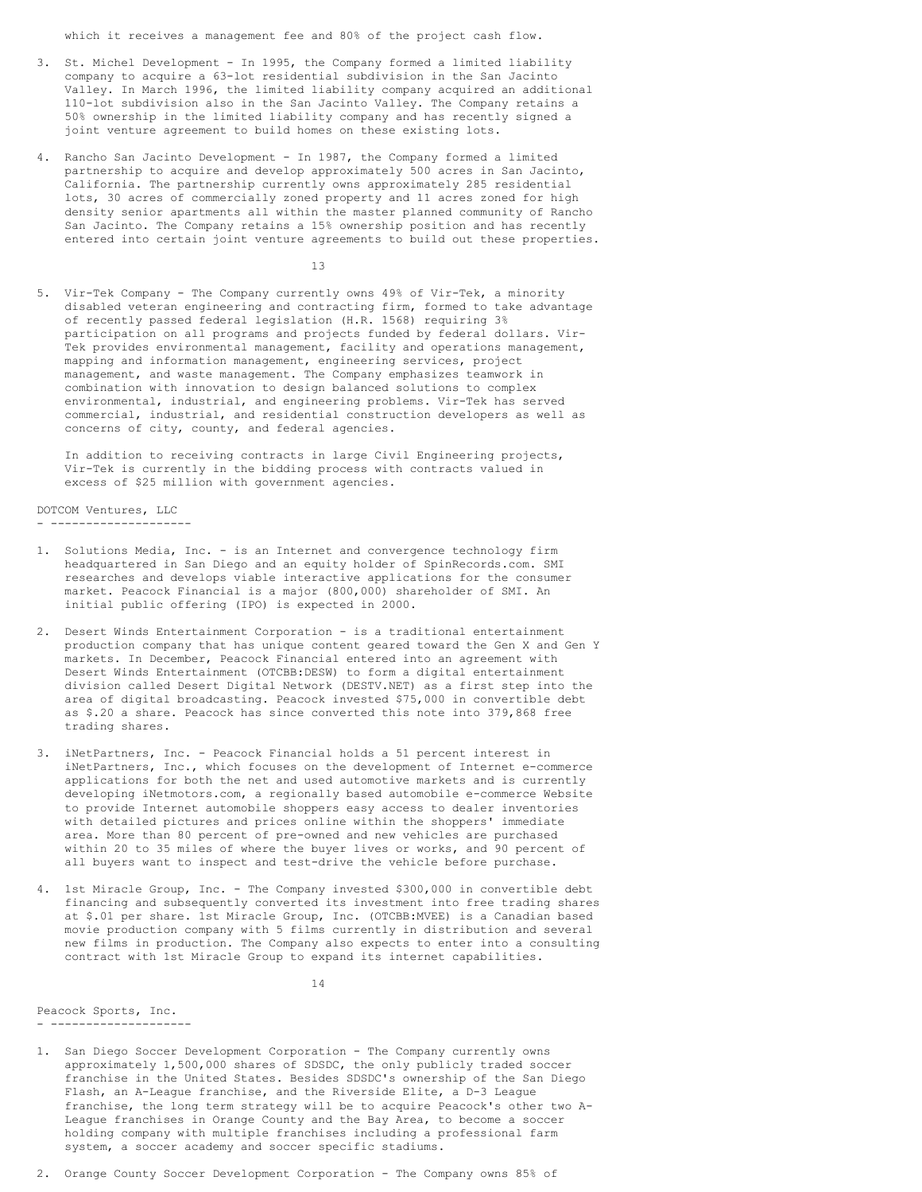which it receives a management fee and 80% of the project cash flow.

3. St. Michel Development - In 1995, the Company formed a limited liability company to acquire a 63-lot residential subdivision in the San Jacinto Valley. In March 1996, the limited liability company acquired an additional 110-lot subdivision also in the San Jacinto Valley. The Company retains a 50% ownership in the limited liability company and has recently signed a joint venture agreement to build homes on these existing lots.

4. Rancho San Jacinto Development - In 1987, the Company formed a limited partnership to acquire and develop approximately 500 acres in San Jacinto, California. The partnership currently owns approximately 285 residential lots, 30 acres of commercially zoned property and 11 acres zoned for high density senior apartments all within the master planned community of Rancho San Jacinto. The Company retains a 15% ownership position and has recently entered into certain joint venture agreements to build out these properties.

5. Vir-Tek Company - The Company currently owns 49% of Vir-Tek, a minority disabled veteran engineering and contracting firm, formed to take advantage of recently passed federal legislation (H.R. 1568) requiring 3% participation on all programs and projects funded by federal dollars. Vir-Tek provides environmental management, facility and operations management, mapping and information management, engineering services, project management, and waste management. The Company emphasizes teamwork in combination with innovation to design balanced solutions to complex environmental, industrial, and engineering problems. Vir-Tek has served commercial, industrial, and residential construction developers as well as concerns of city, county, and federal agencies.

   In addition to receiving contracts in large Civil Engineering projects, Vir-Tek is currently in the bidding process with contracts valued in excess of $25 million with government agencies.

## DOTCOM Ventures, LLC

1. Solutions Media, Inc. - is an Internet and convergence technology firm headquartered in San Diego and an equity holder of SpinRecords.com. SMI researches and develops viable interactive applications for the consumer market. Peacock Financial is a major (800,000) shareholder of SMI. An initial public offering (IPO) is expected in 2000.

2. Desert Winds Entertainment Corporation - is a traditional entertainment production company that has unique content geared toward the Gen X and Gen Y markets. In December, Peacock Financial entered into an agreement with Desert Winds Entertainment (OTCBB:DESW) to form a digital entertainment division called Desert Digital Network (DESTV.NET) as a first step into the area of digital broadcasting. Peacock invested $75,000 in convertible debt as $.20 a share. Peacock has since converted this note into 379,868 free trading shares.

3. iNetPartners, Inc. - Peacock Financial holds a 51 percent interest in iNetPartners, Inc., which focuses on the development of Internet e-commerce applications for both the net and used automotive markets and is currently developing iNetmotors.com, a regionally based automobile e-commerce Website to provide Internet automobile shoppers easy access to dealer inventories with detailed pictures and prices online within the shoppers' immediate area. More than 80 percent of pre-owned and new vehicles are purchased within 20 to 35 miles of where the buyer lives or works, and 90 percent of all buyers want to inspect and test-drive the vehicle before purchase.

4. 1st Miracle Group, Inc. - The Company invested $300,000 in convertible debt financing and subsequently converted its investment into free trading shares at $.01 per share. 1st Miracle Group, Inc. (OTCBB:MVEE) is a Canadian based movie production company with 5 films currently in distribution and several new films in production. The Company also expects to enter into a consulting contract with 1st Miracle Group to expand its internet capabilities.

## Peacock Sports, Inc.

1. San Diego Soccer Development Corporation - The Company currently owns approximately 1,500,000 shares of SDSDC, the only publicly traded soccer franchise in the United States. Besides SDSDC's ownership of the San Diego Flash, an A-League franchise, and the Riverside Elite, a D-3 League franchise, the long term strategy will be to acquire Peacock's other two A-League franchises in Orange County and the Bay Area, to become a soccer holding company with multiple franchises including a professional farm system, a soccer academy and soccer specific stadiums.

2. Orange County Soccer Development Corporation - The Company owns 85% of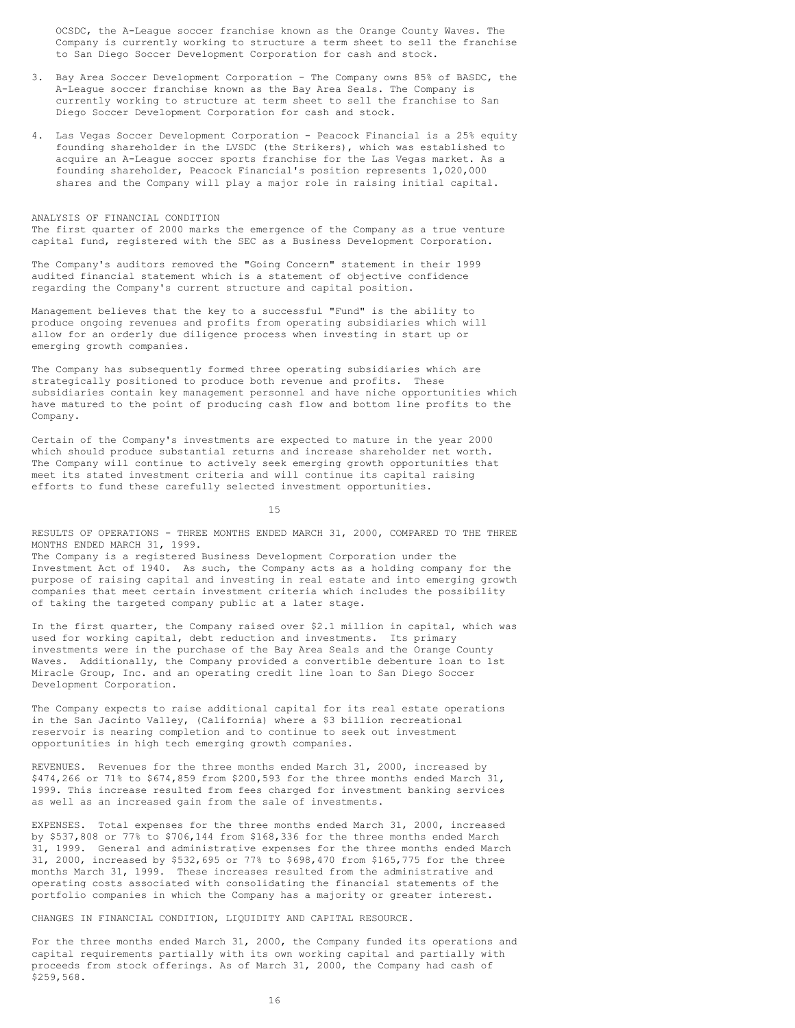OCSDC, the A-League soccer franchise known as the Orange County Waves. The Company is currently working to structure a term sheet to sell the franchise to San Diego Soccer Development Corporation for cash and stock.

3. Bay Area Soccer Development Corporation - The Company owns 85% of BASDC, the A-League soccer franchise known as the Bay Area Seals. The Company is currently working to structure at term sheet to sell the franchise to San Diego Soccer Development Corporation for cash and stock.

4. Las Vegas Soccer Development Corporation - Peacock Financial is a 25% equity founding shareholder in the LVSDC (the Strikers), which was established to acquire an A-League soccer sports franchise for the Las Vegas market. As a founding shareholder, Peacock Financial's position represents 1,020,000 shares and the Company will play a major role in raising initial capital.

ANALYSIS OF FINANCIAL CONDITION

The first quarter of 2000 marks the emergence of the Company as a true venture capital fund, registered with the SEC as a Business Development Corporation.

The Company's auditors removed the "Going Concern" statement in their 1999 audited financial statement which is a statement of objective confidence regarding the Company's current structure and capital position.

Management believes that the key to a successful "Fund" is the ability to produce ongoing revenues and profits from operating subsidiaries which will allow for an orderly due diligence process when investing in start up or emerging growth companies.

The Company has subsequently formed three operating subsidiaries which are strategically positioned to produce both revenue and profits. These subsidiaries contain key management personnel and have niche opportunities which have matured to the point of producing cash flow and bottom line profits to the Company.

Certain of the Company's investments are expected to mature in the year 2000 which should produce substantial returns and increase shareholder net worth. The Company will continue to actively seek emerging growth opportunities that meet its stated investment criteria and will continue its capital raising efforts to fund these carefully selected investment opportunities.

RESULTS OF OPERATIONS - THREE MONTHS ENDED MARCH 31, 2000, COMPARED TO THE THREE MONTHS ENDED MARCH 31, 1999.

The Company is a registered Business Development Corporation under the Investment Act of 1940. As such, the Company acts as a holding company for the purpose of raising capital and investing in real estate and into emerging growth companies that meet certain investment criteria which includes the possibility of taking the targeted company public at a later stage.

In the first quarter, the Company raised over $2.1 million in capital, which was used for working capital, debt reduction and investments. Its primary investments were in the purchase of the Bay Area Seals and the Orange County Waves. Additionally, the Company provided a convertible debenture loan to 1st Miracle Group, Inc. and an operating credit line loan to San Diego Soccer Development Corporation.

The Company expects to raise additional capital for its real estate operations in the San Jacinto Valley, (California) where a $3 billion recreational reservoir is nearing completion and to continue to seek out investment opportunities in high tech emerging growth companies.

REVENUES. Revenues for the three months ended March 31, 2000, increased by $474,266 or 71% to $674,859 from $200,593 for the three months ended March 31, 1999. This increase resulted from fees charged for investment banking services as well as an increased gain from the sale of investments.

EXPENSES. Total expenses for the three months ended March 31, 2000, increased by $537,808 or 77% to $706,144 from $168,336 for the three months ended March 31, 1999. General and administrative expenses for the three months ended March 31, 2000, increased by $532,695 or 77% to $698,470 from $165,775 for the three months March 31, 1999. These increases resulted from the administrative and operating costs associated with consolidating the financial statements of the portfolio companies in which the Company has a majority or greater interest.

CHANGES IN FINANCIAL CONDITION, LIQUIDITY AND CAPITAL RESOURCE.

For the three months ended March 31, 2000, the Company funded its operations and capital requirements partially with its own working capital and partially with proceeds from stock offerings. As of March 31, 2000, the Company had cash of $259,568.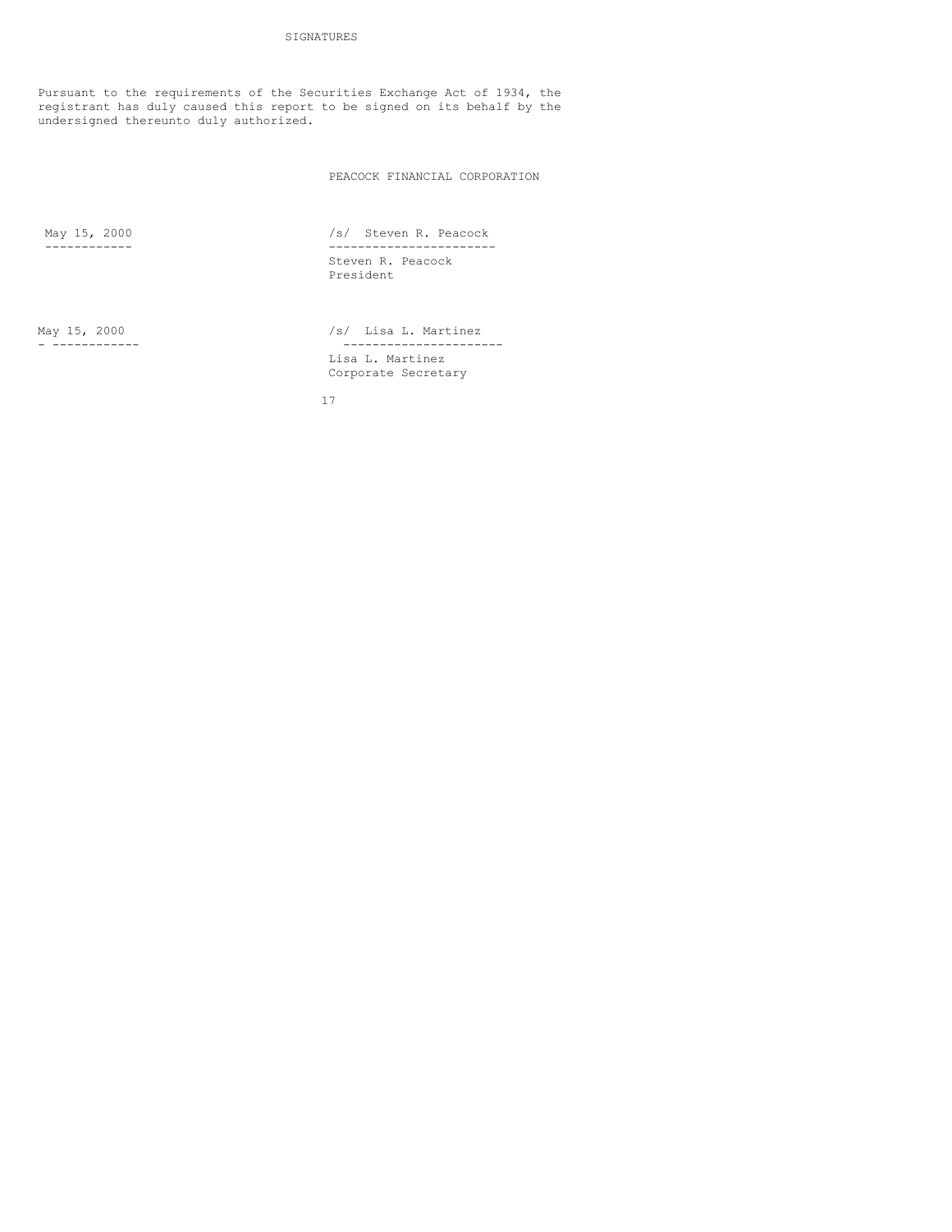## SIGNATURES

Pursuant to the requirements of the Securities Exchange Act of 1934, the registrant has duly caused this report to be signed on its behalf by the undersigned thereunto duly authorized.

PEACOCK FINANCIAL CORPORATION

May 15, 2000

/s/ Steven R. Peacock
Steven R. Peacock
President

May 15, 2000

/s/ Lisa L. Martinez
Lisa L. Martinez
Corporate Secretary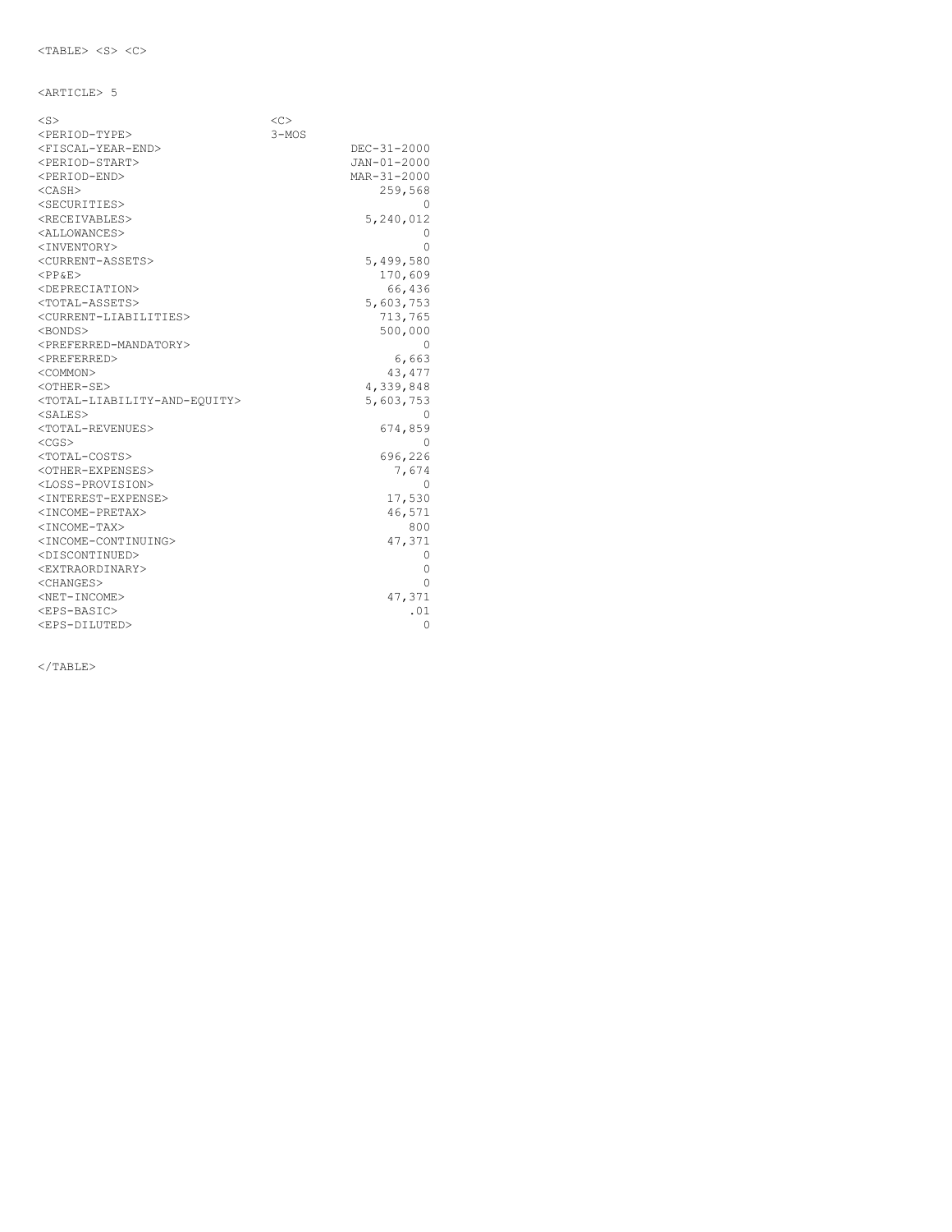<TABLE> <S> <C>

<ARTICLE> 5

| <S> | <C> |
|---|---|
| <PERIOD-TYPE> | 3-MOS |
| <FISCAL-YEAR-END> | DEC-31-2000 |
| <PERIOD-START> | JAN-01-2000 |
| <PERIOD-END> | MAR-31-2000 |
| <CASH> | 259,568 |
| <SECURITIES> | 0 |
| <RECEIVABLES> | 5,240,012 |
| <ALLOWANCES> | 0 |
| <INVENTORY> | 0 |
| <CURRENT-ASSETS> | 5,499,580 |
| <PP&E> | 170,609 |
| <DEPRECIATION> | 66,436 |
| <TOTAL-ASSETS> | 5,603,753 |
| <CURRENT-LIABILITIES> | 713,765 |
| <BONDS> | 500,000 |
| <PREFERRED-MANDATORY> | 0 |
| <PREFERRED> | 6,663 |
| <COMMON> | 43,477 |
| <OTHER-SE> | 4,339,848 |
| <TOTAL-LIABILITY-AND-EQUITY> | 5,603,753 |
| <SALES> | 0 |
| <TOTAL-REVENUES> | 674,859 |
| <CGS> | 0 |
| <TOTAL-COSTS> | 696,226 |
| <OTHER-EXPENSES> | 7,674 |
| <LOSS-PROVISION> | 0 |
| <INTEREST-EXPENSE> | 17,530 |
| <INCOME-PRETAX> | 46,571 |
| <INCOME-TAX> | 800 |
| <INCOME-CONTINUING> | 47,371 |
| <DISCONTINUED> | 0 |
| <EXTRAORDINARY> | 0 |
| <CHANGES> | 0 |
| <NET-INCOME> | 47,371 |
| <EPS-BASIC> | .01 |
| <EPS-DILUTED> | 0 |

</TABLE>